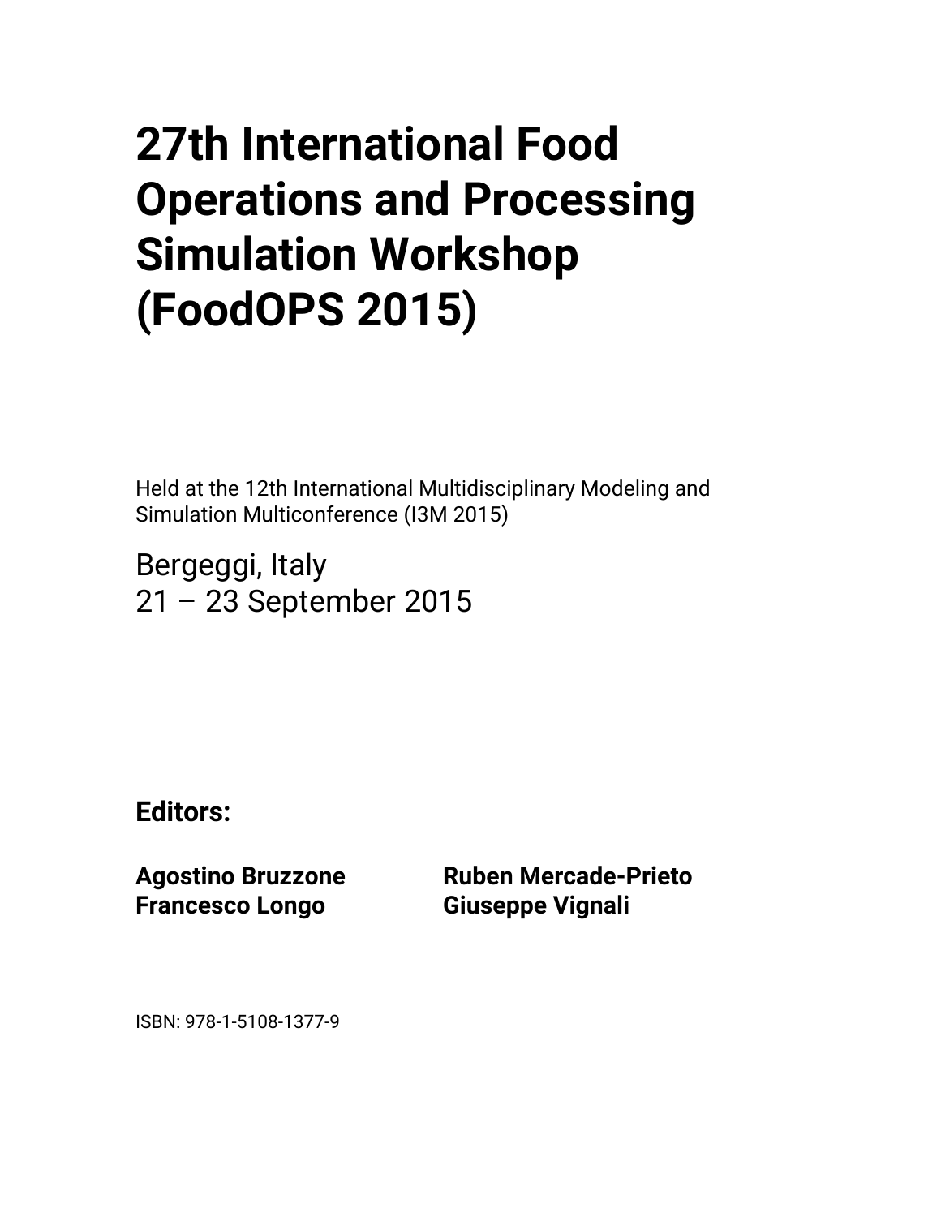# 27th International Food Operations and Processing Simulation Workshop (FoodOPS 2015)

Held at the 12th International Multidisciplinary Modeling and Simulation Multiconference (I3M 2015)

Bergeggi, Italy
21 – 23 September 2015

**Editors:**

**Agostino Bruzzone**
**Francesco Longo**
**Ruben Mercade-Prieto**
**Giuseppe Vignali**

ISBN: 978-1-5108-1377-9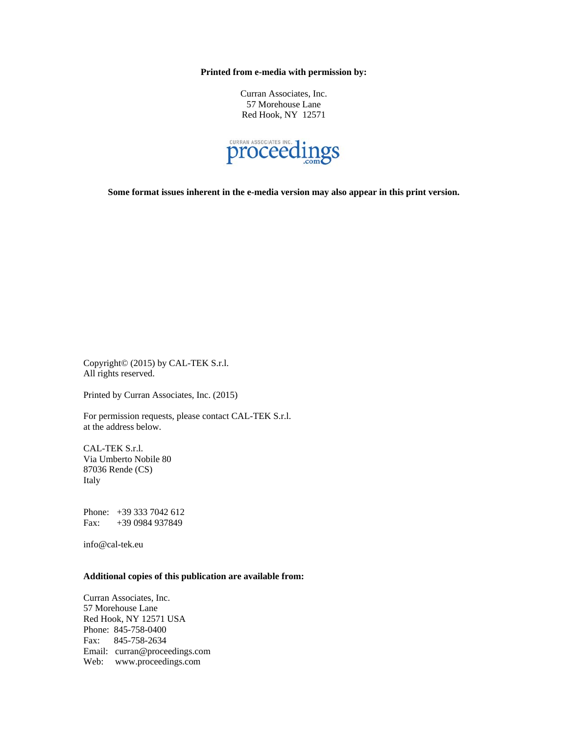**Printed from e-media with permission by:**

Curran Associates, Inc.
57 Morehouse Lane
Red Hook, NY 12571

**Some format issues inherent in the e-media version may also appear in this print version.**

Copyright© (2015) by CAL-TEK S.r.l.
All rights reserved.

Printed by Curran Associates, Inc. (2015)

For permission requests, please contact CAL-TEK S.r.l.
at the address below.

CAL-TEK S.r.l.
Via Umberto Nobile 80
87036 Rende (CS)
Italy

Phone: +39 333 7042 612
Fax: +39 0984 937849

info@cal-tek.eu

**Additional copies of this publication are available from:**

Curran Associates, Inc.
57 Morehouse Lane
Red Hook, NY 12571 USA
Phone: 845-758-0400
Fax: 845-758-2634
Email: curran@proceedings.com
Web: www.proceedings.com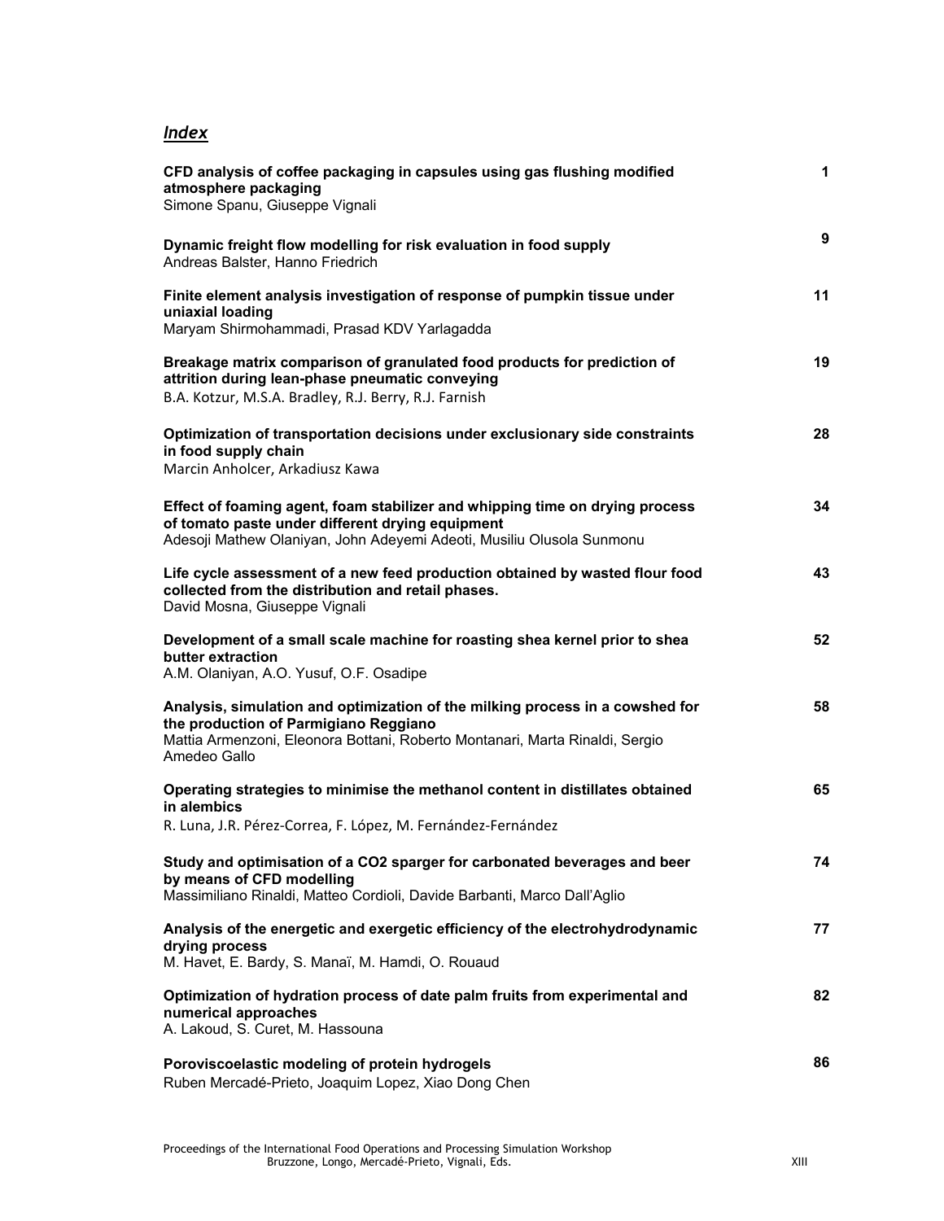## *Index*

| | |
|---|---|
| **CFD analysis of coffee packaging in capsules using gas flushing modified atmosphere packaging**<br>Simone Spanu, Giuseppe Vignali | **1** |
| **Dynamic freight flow modelling for risk evaluation in food supply**<br>Andreas Balster, Hanno Friedrich | **9** |
| **Finite element analysis investigation of response of pumpkin tissue under uniaxial loading**<br>Maryam Shirmohammadi, Prasad KDV Yarlagadda | **11** |
| **Breakage matrix comparison of granulated food products for prediction of attrition during lean-phase pneumatic conveying**<br>B.A. Kotzur, M.S.A. Bradley, R.J. Berry, R.J. Farnish | **19** |
| **Optimization of transportation decisions under exclusionary side constraints in food supply chain**<br>Marcin Anholcer, Arkadiusz Kawa | **28** |
| **Effect of foaming agent, foam stabilizer and whipping time on drying process of tomato paste under different drying equipment**<br>Adesoji Mathew Olaniyan, John Adeyemi Adeoti, Musiliu Olusola Sunmonu | **34** |
| **Life cycle assessment of a new feed production obtained by wasted flour food collected from the distribution and retail phases.**<br>David Mosna, Giuseppe Vignali | **43** |
| **Development of a small scale machine for roasting shea kernel prior to shea butter extraction**<br>A.M. Olaniyan, A.O. Yusuf, O.F. Osadipe | **52** |
| **Analysis, simulation and optimization of the milking process in a cowshed for the production of Parmigiano Reggiano**<br>Mattia Armenzoni, Eleonora Bottani, Roberto Montanari, Marta Rinaldi, Sergio Amedeo Gallo | **58** |
| **Operating strategies to minimise the methanol content in distillates obtained in alembics**<br>R. Luna, J.R. Pérez-Correa, F. López, M. Fernández-Fernández | **65** |
| **Study and optimisation of a CO2 sparger for carbonated beverages and beer by means of CFD modelling**<br>Massimiliano Rinaldi, Matteo Cordioli, Davide Barbanti, Marco Dall'Aglio | **74** |
| **Analysis of the energetic and exergetic efficiency of the electrohydrodynamic drying process**<br>M. Havet, E. Bardy, S. Manaï, M. Hamdi, O. Rouaud | **77** |
| **Optimization of hydration process of date palm fruits from experimental and numerical approaches**<br>A. Lakoud, S. Curet, M. Hassouna | **82** |
| **Poroviscoelastic modeling of protein hydrogels**<br>Ruben Mercadé-Prieto, Joaquim Lopez, Xiao Dong Chen | **86** |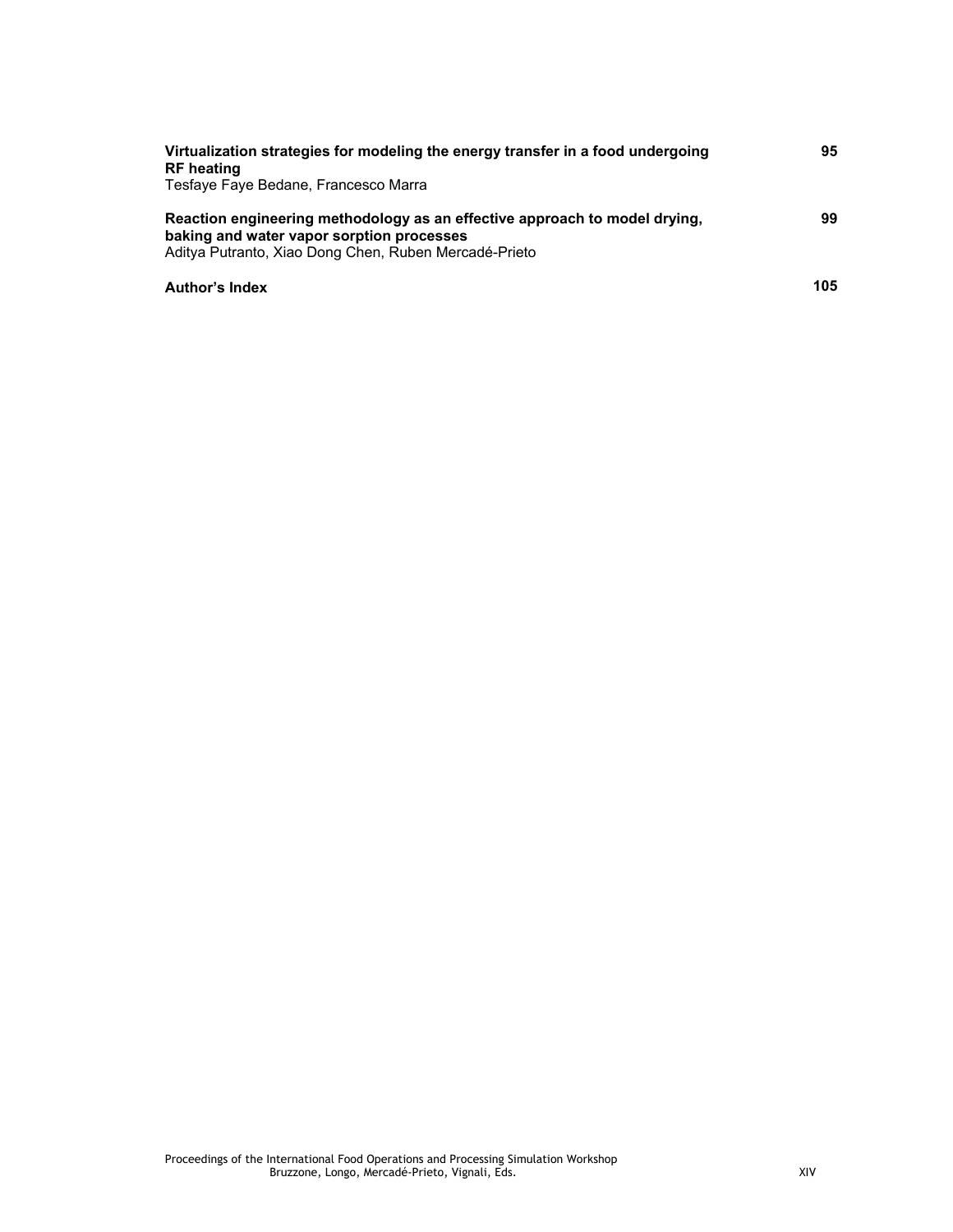**Virtualization strategies for modeling the energy transfer in a food undergoing RF heating** **95**
Tesfaye Faye Bedane, Francesco Marra

**Reaction engineering methodology as an effective approach to model drying, baking and water vapor sorption processes** **99**
Aditya Putranto, Xiao Dong Chen, Ruben Mercadé-Prieto

**Author's Index** **105**